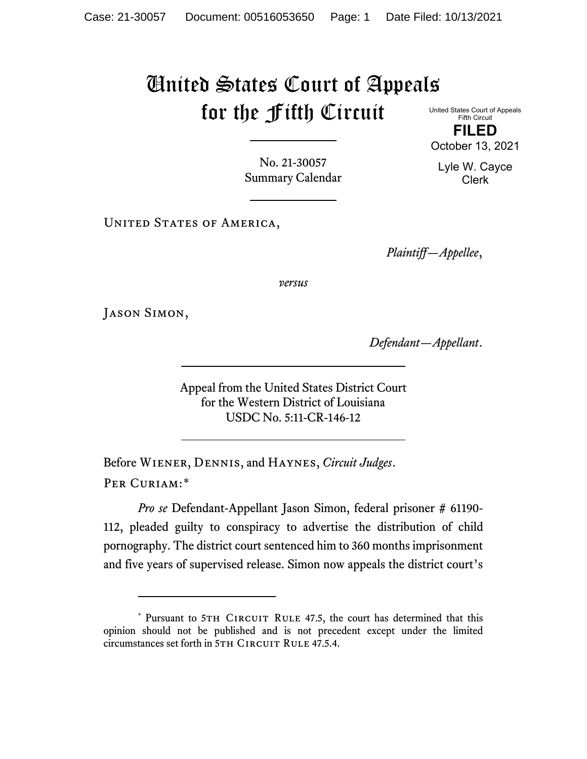# United States Court of Appeals for the Fifth Circuit

United States Court of Appeals
Fifth Circuit

**FILED**

October 13, 2021

Lyle W. Cayce
Clerk

No. 21-30057
Summary Calendar

---

United States of America,

*Plaintiff—Appellee*,

*versus*

Jason Simon,

*Defendant—Appellant*.

---

Appeal from the United States District Court
for the Western District of Louisiana
USDC No. 5:11-CR-146-12

---

Before Wiener, Dennis, and Haynes, *Circuit Judges*.

Per Curiam:*

*Pro se* Defendant-Appellant Jason Simon, federal prisoner # 61190-112, pleaded guilty to conspiracy to advertise the distribution of child pornography. The district court sentenced him to 360 months imprisonment and five years of supervised release. Simon now appeals the district court's

---

\* Pursuant to 5th Circuit Rule 47.5, the court has determined that this opinion should not be published and is not precedent except under the limited circumstances set forth in 5th Circuit Rule 47.5.4.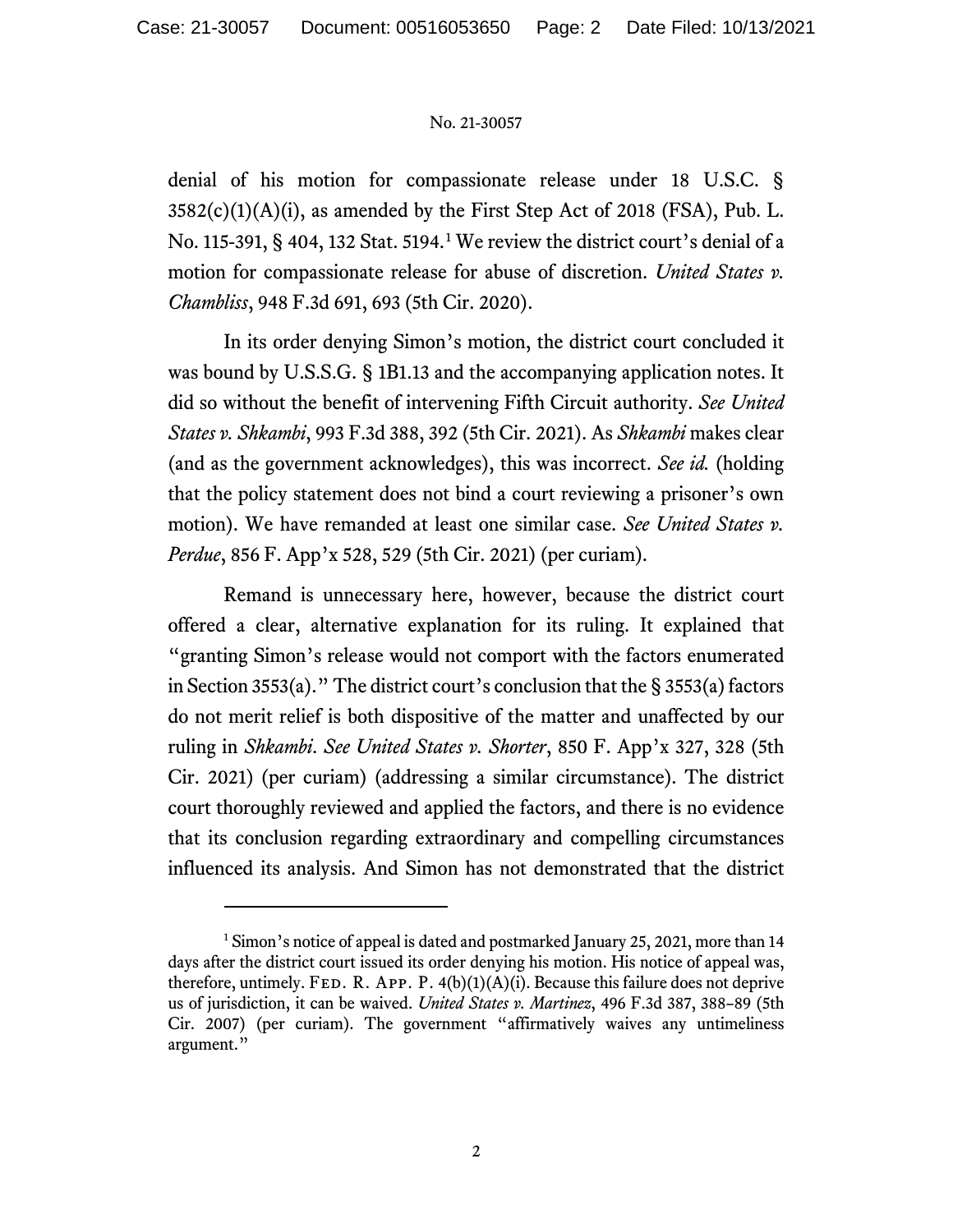denial of his motion for compassionate release under 18 U.S.C. § 3582(c)(1)(A)(i), as amended by the First Step Act of 2018 (FSA), Pub. L. No. 115-391, § 404, 132 Stat. 5194.[1] We review the district court's denial of a motion for compassionate release for abuse of discretion. *United States v. Chambliss*, 948 F.3d 691, 693 (5th Cir. 2020).

In its order denying Simon's motion, the district court concluded it was bound by U.S.S.G. § 1B1.13 and the accompanying application notes. It did so without the benefit of intervening Fifth Circuit authority. *See United States v. Shkambi*, 993 F.3d 388, 392 (5th Cir. 2021). As *Shkambi* makes clear (and as the government acknowledges), this was incorrect. *See id.* (holding that the policy statement does not bind a court reviewing a prisoner's own motion). We have remanded at least one similar case. *See United States v. Perdue*, 856 F. App'x 528, 529 (5th Cir. 2021) (per curiam).

Remand is unnecessary here, however, because the district court offered a clear, alternative explanation for its ruling. It explained that "granting Simon's release would not comport with the factors enumerated in Section 3553(a)." The district court's conclusion that the § 3553(a) factors do not merit relief is both dispositive of the matter and unaffected by our ruling in *Shkambi*. *See United States v. Shorter*, 850 F. App'x 327, 328 (5th Cir. 2021) (per curiam) (addressing a similar circumstance). The district court thoroughly reviewed and applied the factors, and there is no evidence that its conclusion regarding extraordinary and compelling circumstances influenced its analysis. And Simon has not demonstrated that the district

[1] Simon's notice of appeal is dated and postmarked January 25, 2021, more than 14 days after the district court issued its order denying his motion. His notice of appeal was, therefore, untimely. Fed. R. App. P. 4(b)(1)(A)(i). Because this failure does not deprive us of jurisdiction, it can be waived. *United States v. Martinez*, 496 F.3d 387, 388–89 (5th Cir. 2007) (per curiam). The government "affirmatively waives any untimeliness argument."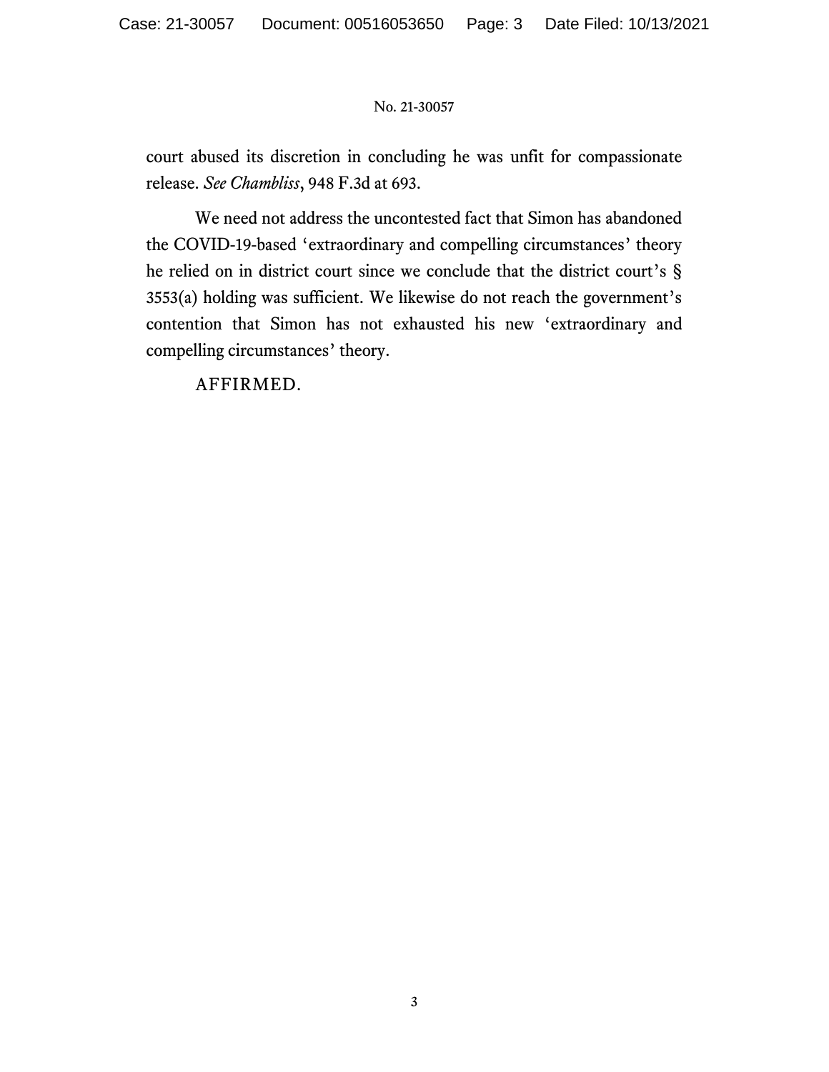court abused its discretion in concluding he was unfit for compassionate release. *See Chambliss*, 948 F.3d at 693.

We need not address the uncontested fact that Simon has abandoned the COVID-19-based 'extraordinary and compelling circumstances' theory he relied on in district court since we conclude that the district court's § 3553(a) holding was sufficient. We likewise do not reach the government's contention that Simon has not exhausted his new 'extraordinary and compelling circumstances' theory.

AFFIRMED.